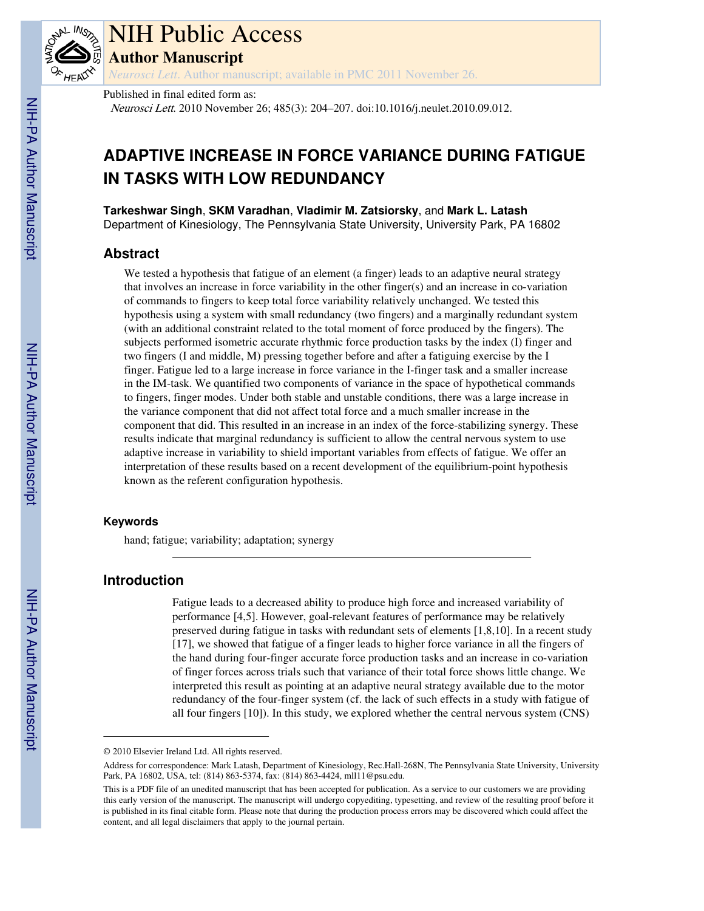# NIH Public Access

## Author Manuscript

*Neurosci Lett*. Author manuscript; available in PMC 2011 November 26.

Published in final edited form as:

*Neurosci Lett*. 2010 November 26; 485(3): 204–207. doi:10.1016/j.neulet.2010.09.012.

# ADAPTIVE INCREASE IN FORCE VARIANCE DURING FATIGUE IN TASKS WITH LOW REDUNDANCY

**Tarkeshwar Singh**, **SKM Varadhan**, **Vladimir M. Zatsiorsky**, and **Mark L. Latash**

Department of Kinesiology, The Pennsylvania State University, University Park, PA 16802

## Abstract

We tested a hypothesis that fatigue of an element (a finger) leads to an adaptive neural strategy that involves an increase in force variability in the other finger(s) and an increase in co-variation of commands to fingers to keep total force variability relatively unchanged. We tested this hypothesis using a system with small redundancy (two fingers) and a marginally redundant system (with an additional constraint related to the total moment of force produced by the fingers). The subjects performed isometric accurate rhythmic force production tasks by the index (I) finger and two fingers (I and middle, M) pressing together before and after a fatiguing exercise by the I finger. Fatigue led to a large increase in force variance in the I-finger task and a smaller increase in the IM-task. We quantified two components of variance in the space of hypothetical commands to fingers, finger modes. Under both stable and unstable conditions, there was a large increase in the variance component that did not affect total force and a much smaller increase in the component that did. This resulted in an increase in an index of the force-stabilizing synergy. These results indicate that marginal redundancy is sufficient to allow the central nervous system to use adaptive increase in variability to shield important variables from effects of fatigue. We offer an interpretation of these results based on a recent development of the equilibrium-point hypothesis known as the referent configuration hypothesis.

### Keywords

hand; fatigue; variability; adaptation; synergy

## Introduction

Fatigue leads to a decreased ability to produce high force and increased variability of performance [4,5]. However, goal-relevant features of performance may be relatively preserved during fatigue in tasks with redundant sets of elements [1,8,10]. In a recent study [17], we showed that fatigue of a finger leads to higher force variance in all the fingers of the hand during four-finger accurate force production tasks and an increase in co-variation of finger forces across trials such that variance of their total force shows little change. We interpreted this result as pointing at an adaptive neural strategy available due to the motor redundancy of the four-finger system (cf. the lack of such effects in a study with fatigue of all four fingers [10]). In this study, we explored whether the central nervous system (CNS)

---

© 2010 Elsevier Ireland Ltd. All rights reserved.

Address for correspondence: Mark Latash, Department of Kinesiology, Rec.Hall-268N, The Pennsylvania State University, University Park, PA 16802, USA, tel: (814) 863-5374, fax: (814) 863-4424, mll11@psu.edu.

This is a PDF file of an unedited manuscript that has been accepted for publication. As a service to our customers we are providing this early version of the manuscript. The manuscript will undergo copyediting, typesetting, and review of the resulting proof before it is published in its final citable form. Please note that during the production process errors may be discovered which could affect the content, and all legal disclaimers that apply to the journal pertain.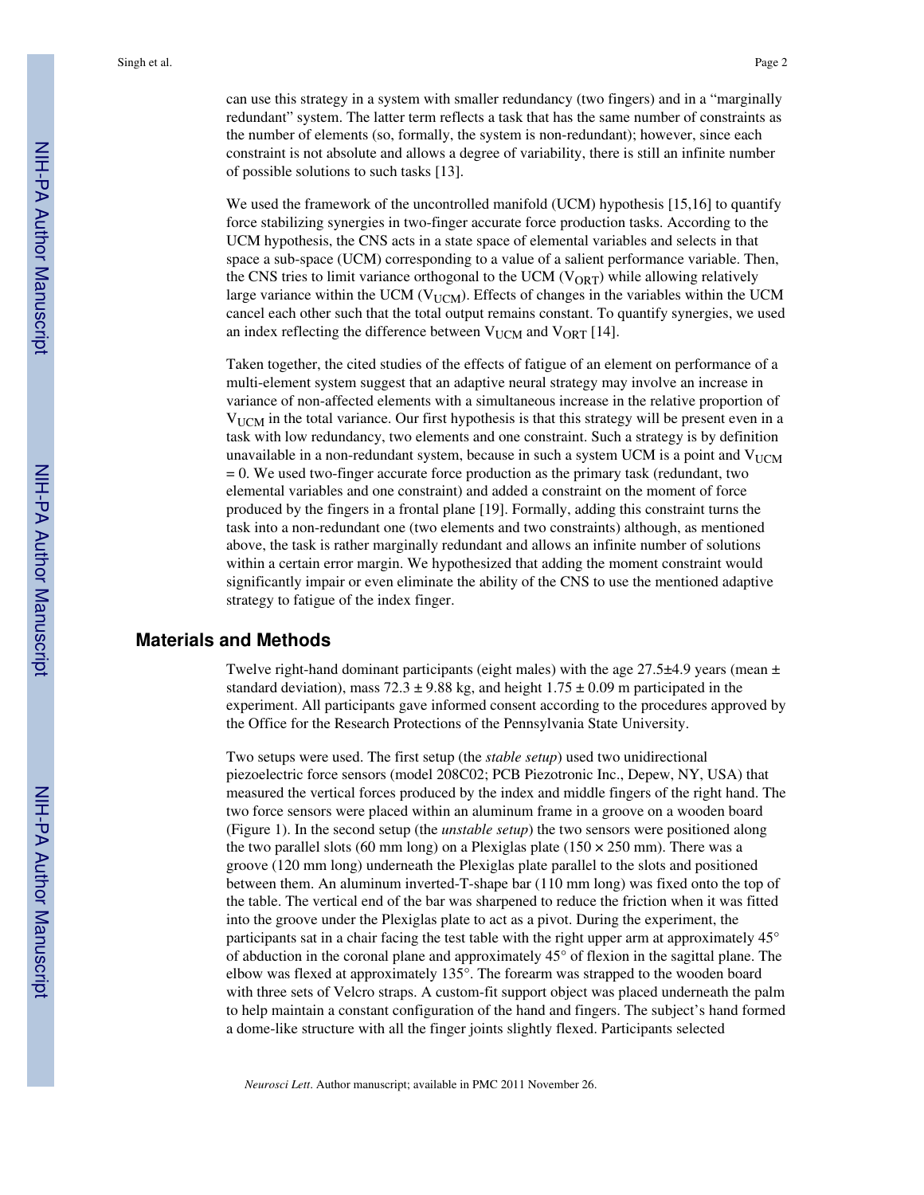can use this strategy in a system with smaller redundancy (two fingers) and in a "marginally redundant" system. The latter term reflects a task that has the same number of constraints as the number of elements (so, formally, the system is non-redundant); however, since each constraint is not absolute and allows a degree of variability, there is still an infinite number of possible solutions to such tasks [13].

We used the framework of the uncontrolled manifold (UCM) hypothesis [15,16] to quantify force stabilizing synergies in two-finger accurate force production tasks. According to the UCM hypothesis, the CNS acts in a state space of elemental variables and selects in that space a sub-space (UCM) corresponding to a value of a salient performance variable. Then, the CNS tries to limit variance orthogonal to the UCM ($V_{ORT}$) while allowing relatively large variance within the UCM ($V_{UCM}$). Effects of changes in the variables within the UCM cancel each other such that the total output remains constant. To quantify synergies, we used an index reflecting the difference between $V_{UCM}$ and $V_{ORT}$ [14].

Taken together, the cited studies of the effects of fatigue of an element on performance of a multi-element system suggest that an adaptive neural strategy may involve an increase in variance of non-affected elements with a simultaneous increase in the relative proportion of $V_{UCM}$ in the total variance. Our first hypothesis is that this strategy will be present even in a task with low redundancy, two elements and one constraint. Such a strategy is by definition unavailable in a non-redundant system, because in such a system UCM is a point and $V_{UCM} = 0$. We used two-finger accurate force production as the primary task (redundant, two elemental variables and one constraint) and added a constraint on the moment of force produced by the fingers in a frontal plane [19]. Formally, adding this constraint turns the task into a non-redundant one (two elements and two constraints) although, as mentioned above, the task is rather marginally redundant and allows an infinite number of solutions within a certain error margin. We hypothesized that adding the moment constraint would significantly impair or even eliminate the ability of the CNS to use the mentioned adaptive strategy to fatigue of the index finger.

## Materials and Methods

Twelve right-hand dominant participants (eight males) with the age 27.5±4.9 years (mean ± standard deviation), mass 72.3 ± 9.88 kg, and height 1.75 ± 0.09 m participated in the experiment. All participants gave informed consent according to the procedures approved by the Office for the Research Protections of the Pennsylvania State University.

Two setups were used. The first setup (the *stable setup*) used two unidirectional piezoelectric force sensors (model 208C02; PCB Piezotronic Inc., Depew, NY, USA) that measured the vertical forces produced by the index and middle fingers of the right hand. The two force sensors were placed within an aluminum frame in a groove on a wooden board (Figure 1). In the second setup (the *unstable setup*) the two sensors were positioned along the two parallel slots (60 mm long) on a Plexiglas plate (150 × 250 mm). There was a groove (120 mm long) underneath the Plexiglas plate parallel to the slots and positioned between them. An aluminum inverted-T-shape bar (110 mm long) was fixed onto the top of the table. The vertical end of the bar was sharpened to reduce the friction when it was fitted into the groove under the Plexiglas plate to act as a pivot. During the experiment, the participants sat in a chair facing the test table with the right upper arm at approximately 45° of abduction in the coronal plane and approximately 45° of flexion in the sagittal plane. The elbow was flexed at approximately 135°. The forearm was strapped to the wooden board with three sets of Velcro straps. A custom-fit support object was placed underneath the palm to help maintain a constant configuration of the hand and fingers. The subject's hand formed a dome-like structure with all the finger joints slightly flexed. Participants selected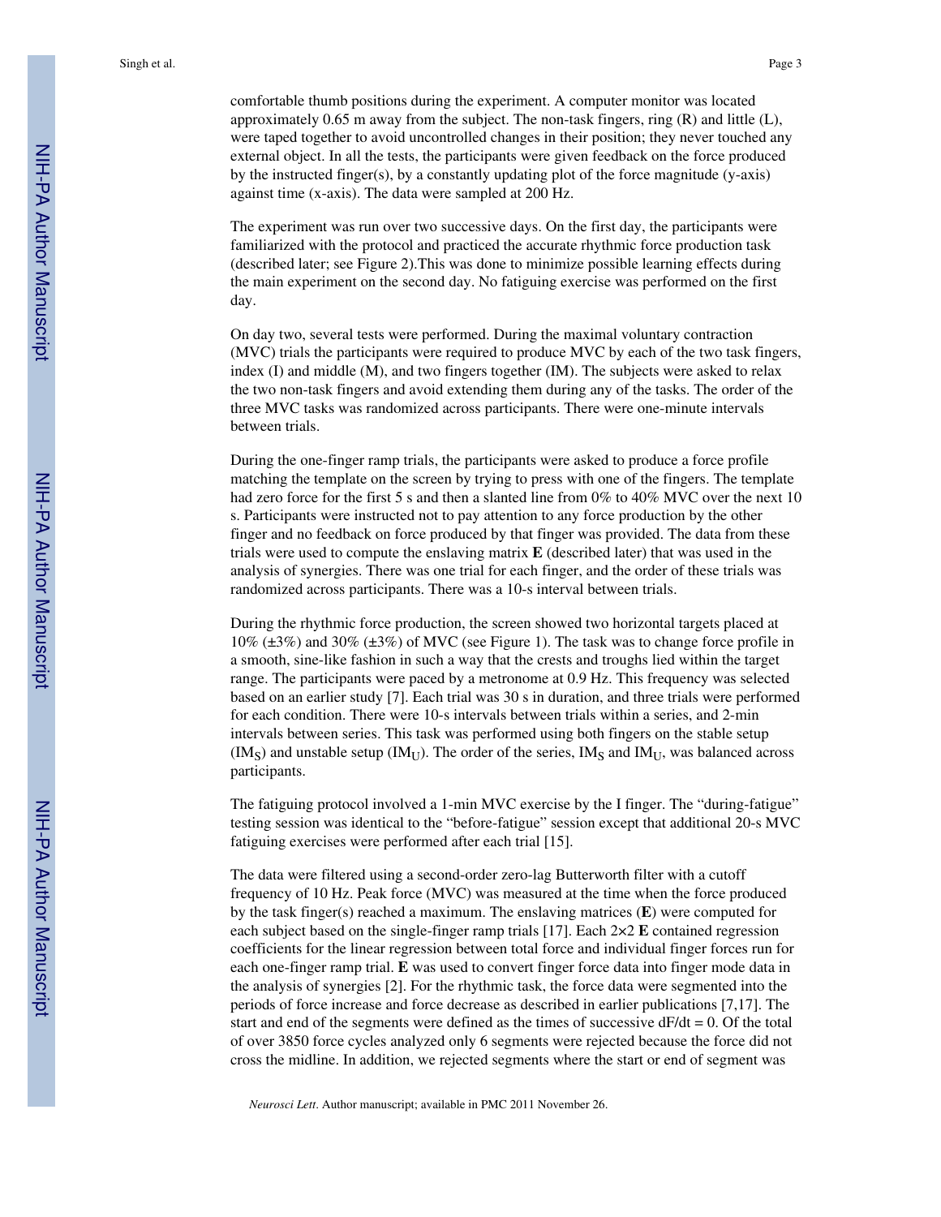comfortable thumb positions during the experiment. A computer monitor was located approximately 0.65 m away from the subject. The non-task fingers, ring (R) and little (L), were taped together to avoid uncontrolled changes in their position; they never touched any external object. In all the tests, the participants were given feedback on the force produced by the instructed finger(s), by a constantly updating plot of the force magnitude (y-axis) against time (x-axis). The data were sampled at 200 Hz.

The experiment was run over two successive days. On the first day, the participants were familiarized with the protocol and practiced the accurate rhythmic force production task (described later; see Figure 2).This was done to minimize possible learning effects during the main experiment on the second day. No fatiguing exercise was performed on the first day.

On day two, several tests were performed. During the maximal voluntary contraction (MVC) trials the participants were required to produce MVC by each of the two task fingers, index (I) and middle (M), and two fingers together (IM). The subjects were asked to relax the two non-task fingers and avoid extending them during any of the tasks. The order of the three MVC tasks was randomized across participants. There were one-minute intervals between trials.

During the one-finger ramp trials, the participants were asked to produce a force profile matching the template on the screen by trying to press with one of the fingers. The template had zero force for the first 5 s and then a slanted line from 0% to 40% MVC over the next 10 s. Participants were instructed not to pay attention to any force production by the other finger and no feedback on force produced by that finger was provided. The data from these trials were used to compute the enslaving matrix **E** (described later) that was used in the analysis of synergies. There was one trial for each finger, and the order of these trials was randomized across participants. There was a 10-s interval between trials.

During the rhythmic force production, the screen showed two horizontal targets placed at 10% (±3%) and 30% (±3%) of MVC (see Figure 1). The task was to change force profile in a smooth, sine-like fashion in such a way that the crests and troughs lied within the target range. The participants were paced by a metronome at 0.9 Hz. This frequency was selected based on an earlier study [7]. Each trial was 30 s in duration, and three trials were performed for each condition. There were 10-s intervals between trials within a series, and 2-min intervals between series. This task was performed using both fingers on the stable setup ($IM_S$) and unstable setup ($IM_U$). The order of the series, $IM_S$ and $IM_U$, was balanced across participants.

The fatiguing protocol involved a 1-min MVC exercise by the I finger. The "during-fatigue" testing session was identical to the "before-fatigue" session except that additional 20-s MVC fatiguing exercises were performed after each trial [15].

The data were filtered using a second-order zero-lag Butterworth filter with a cutoff frequency of 10 Hz. Peak force (MVC) was measured at the time when the force produced by the task finger(s) reached a maximum. The enslaving matrices (**E**) were computed for each subject based on the single-finger ramp trials [17]. Each 2×2 **E** contained regression coefficients for the linear regression between total force and individual finger forces run for each one-finger ramp trial. **E** was used to convert finger force data into finger mode data in the analysis of synergies [2]. For the rhythmic task, the force data were segmented into the periods of force increase and force decrease as described in earlier publications [7,17]. The start and end of the segments were defined as the times of successive $dF/dt = 0$. Of the total of over 3850 force cycles analyzed only 6 segments were rejected because the force did not cross the midline. In addition, we rejected segments where the start or end of segment was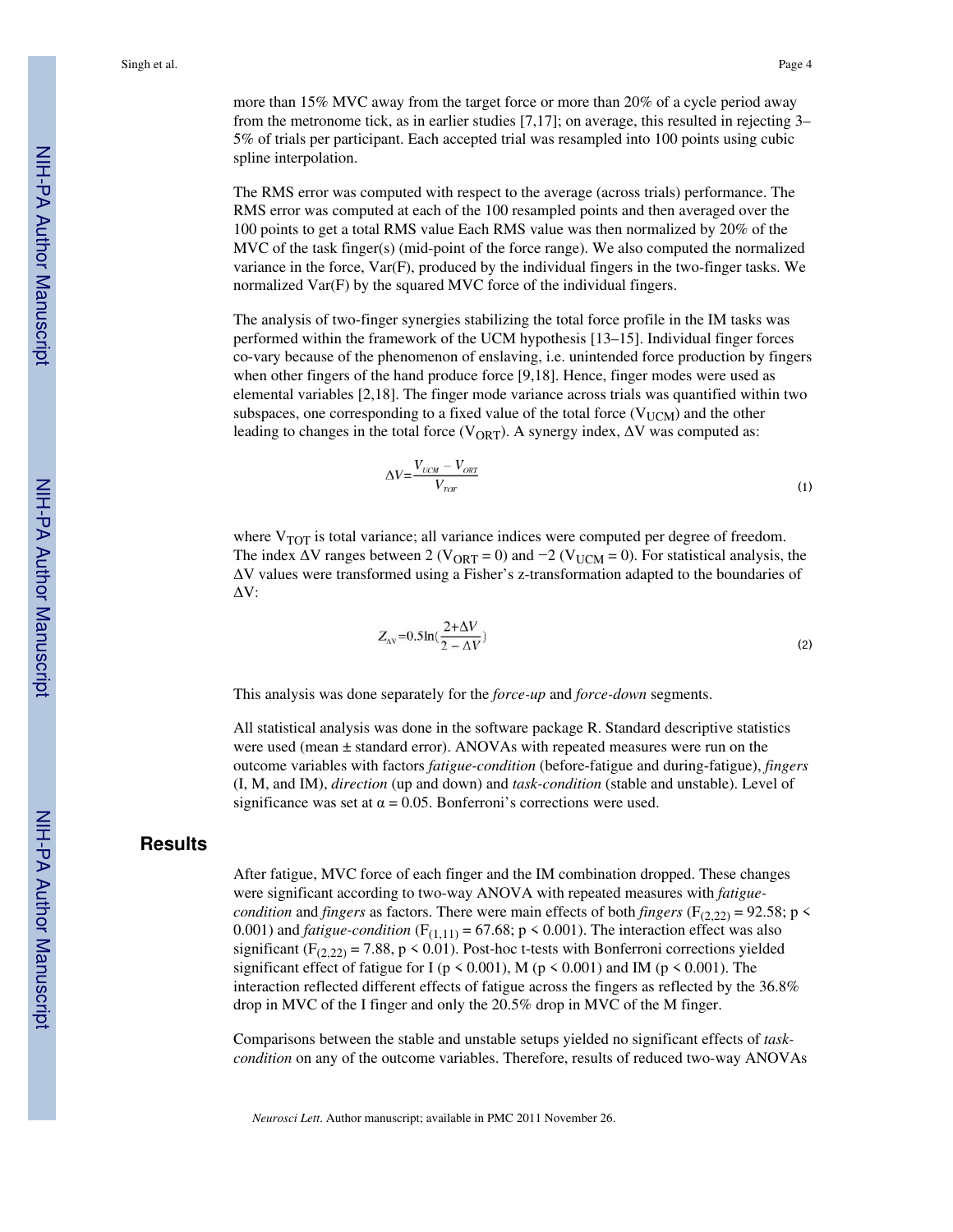more than 15% MVC away from the target force or more than 20% of a cycle period away from the metronome tick, as in earlier studies [7,17]; on average, this resulted in rejecting 3–5% of trials per participant. Each accepted trial was resampled into 100 points using cubic spline interpolation.

The RMS error was computed with respect to the average (across trials) performance. The RMS error was computed at each of the 100 resampled points and then averaged over the 100 points to get a total RMS value Each RMS value was then normalized by 20% of the MVC of the task finger(s) (mid-point of the force range). We also computed the normalized variance in the force, Var(F), produced by the individual fingers in the two-finger tasks. We normalized Var(F) by the squared MVC force of the individual fingers.

The analysis of two-finger synergies stabilizing the total force profile in the IM tasks was performed within the framework of the UCM hypothesis [13–15]. Individual finger forces co-vary because of the phenomenon of enslaving, i.e. unintended force production by fingers when other fingers of the hand produce force [9,18]. Hence, finger modes were used as elemental variables [2,18]. The finger mode variance across trials was quantified within two subspaces, one corresponding to a fixed value of the total force ($V_{UCM}$) and the other leading to changes in the total force ($V_{ORT}$). A synergy index, $\Delta V$ was computed as:

$$\Delta V = \frac{V_{UCM} - V_{ORT}}{V_{TOT}} \quad (1)$$

where $V_{TOT}$ is total variance; all variance indices were computed per degree of freedom. The index $\Delta V$ ranges between 2 ($V_{ORT} = 0$) and −2 ($V_{UCM} = 0$). For statistical analysis, the $\Delta V$ values were transformed using a Fisher's z-transformation adapted to the boundaries of $\Delta V$:

$$Z_{\Delta V} = 0.5\ln\left(\frac{2+\Delta V}{2-\Delta V}\right) \quad (2)$$

This analysis was done separately for the *force-up* and *force-down* segments.

All statistical analysis was done in the software package R. Standard descriptive statistics were used (mean ± standard error). ANOVAs with repeated measures were run on the outcome variables with factors *fatigue-condition* (before-fatigue and during-fatigue), *fingers* (I, M, and IM), *direction* (up and down) and *task-condition* (stable and unstable). Level of significance was set at $\alpha = 0.05$. Bonferroni's corrections were used.

## Results

After fatigue, MVC force of each finger and the IM combination dropped. These changes were significant according to two-way ANOVA with repeated measures with *fatigue-condition* and *fingers* as factors. There were main effects of both *fingers* ($F_{(2,22)} = 92.58$; $p < 0.001$) and *fatigue-condition* ($F_{(1,11)} = 67.68$; $p < 0.001$). The interaction effect was also significant ($F_{(2,22)} = 7.88$, $p < 0.01$). Post-hoc t-tests with Bonferroni corrections yielded significant effect of fatigue for I ($p < 0.001$), M ($p < 0.001$) and IM ($p < 0.001$). The interaction reflected different effects of fatigue across the fingers as reflected by the 36.8% drop in MVC of the I finger and only the 20.5% drop in MVC of the M finger.

Comparisons between the stable and unstable setups yielded no significant effects of *task-condition* on any of the outcome variables. Therefore, results of reduced two-way ANOVAs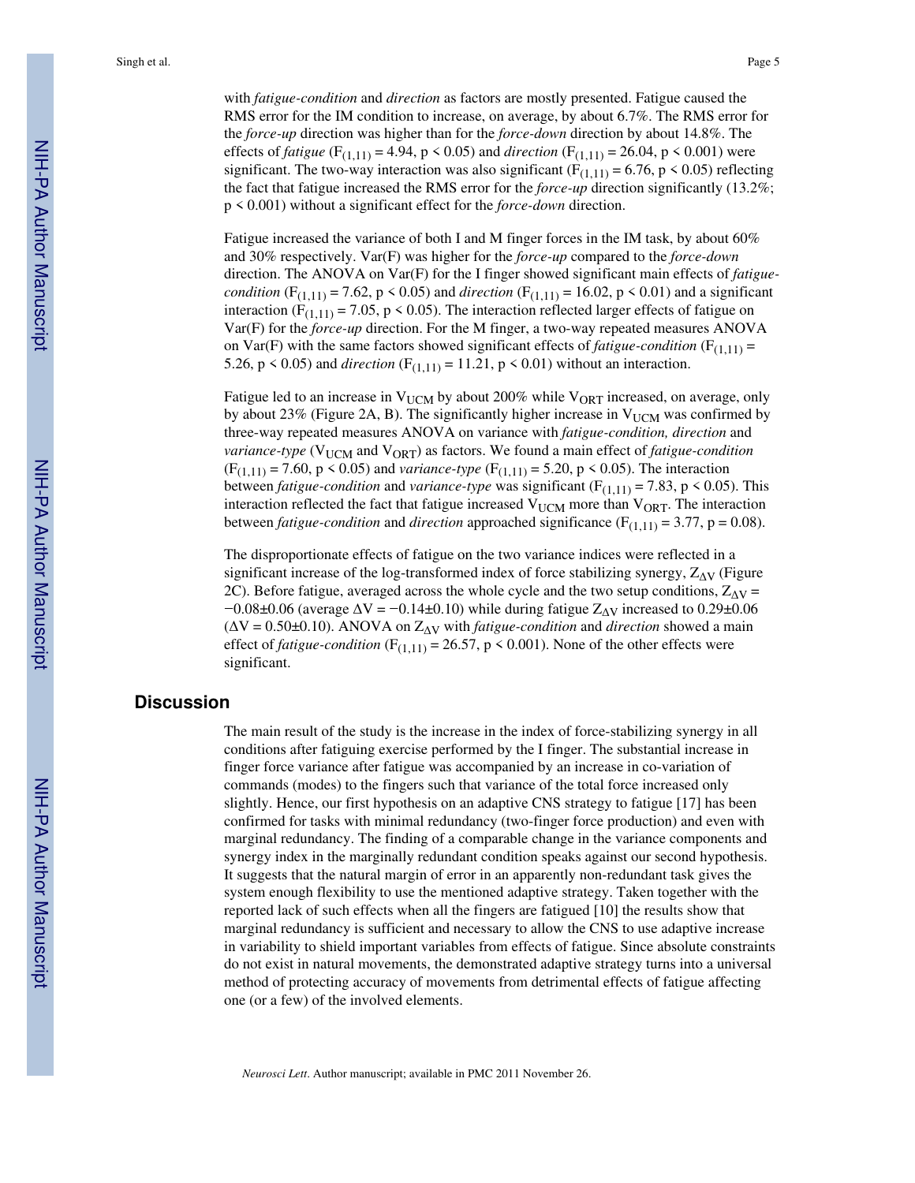with *fatigue-condition* and *direction* as factors are mostly presented. Fatigue caused the RMS error for the IM condition to increase, on average, by about 6.7%. The RMS error for the *force-up* direction was higher than for the *force-down* direction by about 14.8%. The effects of *fatigue* ($F_{(1,11)} = 4.94$, $p < 0.05$) and *direction* ($F_{(1,11)} = 26.04$, $p < 0.001$) were significant. The two-way interaction was also significant ($F_{(1,11)} = 6.76$, $p < 0.05$) reflecting the fact that fatigue increased the RMS error for the *force-up* direction significantly (13.2%; $p < 0.001$) without a significant effect for the *force-down* direction.

Fatigue increased the variance of both I and M finger forces in the IM task, by about 60% and 30% respectively. Var(F) was higher for the *force-up* compared to the *force-down* direction. The ANOVA on Var(F) for the I finger showed significant main effects of *fatigue-condition* ($F_{(1,11)} = 7.62$, $p < 0.05$) and *direction* ($F_{(1,11)} = 16.02$, $p < 0.01$) and a significant interaction ($F_{(1,11)} = 7.05$, $p < 0.05$). The interaction reflected larger effects of fatigue on Var(F) for the *force-up* direction. For the M finger, a two-way repeated measures ANOVA on Var(F) with the same factors showed significant effects of *fatigue-condition* ($F_{(1,11)} = 5.26$, $p < 0.05$) and *direction* ($F_{(1,11)} = 11.21$, $p < 0.01$) without an interaction.

Fatigue led to an increase in $V_{UCM}$ by about 200% while $V_{ORT}$ increased, on average, only by about 23% (Figure 2A, B). The significantly higher increase in $V_{UCM}$ was confirmed by three-way repeated measures ANOVA on variance with *fatigue-condition, direction* and *variance-type* ($V_{UCM}$ and $V_{ORT}$) as factors. We found a main effect of *fatigue-condition* ($F_{(1,11)} = 7.60$, $p < 0.05$) and *variance-type* ($F_{(1,11)} = 5.20$, $p < 0.05$). The interaction between *fatigue-condition* and *variance-type* was significant ($F_{(1,11)} = 7.83$, $p < 0.05$). This interaction reflected the fact that fatigue increased $V_{UCM}$ more than $V_{ORT}$. The interaction between *fatigue-condition* and *direction* approached significance ($F_{(1,11)} = 3.77$, $p = 0.08$).

The disproportionate effects of fatigue on the two variance indices were reflected in a significant increase of the log-transformed index of force stabilizing synergy, $Z_{\Delta V}$ (Figure 2C). Before fatigue, averaged across the whole cycle and the two setup conditions, $Z_{\Delta V} = -0.08 \pm 0.06$ (average $\Delta V = -0.14 \pm 0.10$) while during fatigue $Z_{\Delta V}$ increased to $0.29 \pm 0.06$ ($\Delta V = 0.50 \pm 0.10$). ANOVA on $Z_{\Delta V}$ with *fatigue-condition* and *direction* showed a main effect of *fatigue-condition* ($F_{(1,11)} = 26.57$, $p < 0.001$). None of the other effects were significant.

## Discussion

The main result of the study is the increase in the index of force-stabilizing synergy in all conditions after fatiguing exercise performed by the I finger. The substantial increase in finger force variance after fatigue was accompanied by an increase in co-variation of commands (modes) to the fingers such that variance of the total force increased only slightly. Hence, our first hypothesis on an adaptive CNS strategy to fatigue [17] has been confirmed for tasks with minimal redundancy (two-finger force production) and even with marginal redundancy. The finding of a comparable change in the variance components and synergy index in the marginally redundant condition speaks against our second hypothesis. It suggests that the natural margin of error in an apparently non-redundant task gives the system enough flexibility to use the mentioned adaptive strategy. Taken together with the reported lack of such effects when all the fingers are fatigued [10] the results show that marginal redundancy is sufficient and necessary to allow the CNS to use adaptive increase in variability to shield important variables from effects of fatigue. Since absolute constraints do not exist in natural movements, the demonstrated adaptive strategy turns into a universal method of protecting accuracy of movements from detrimental effects of fatigue affecting one (or a few) of the involved elements.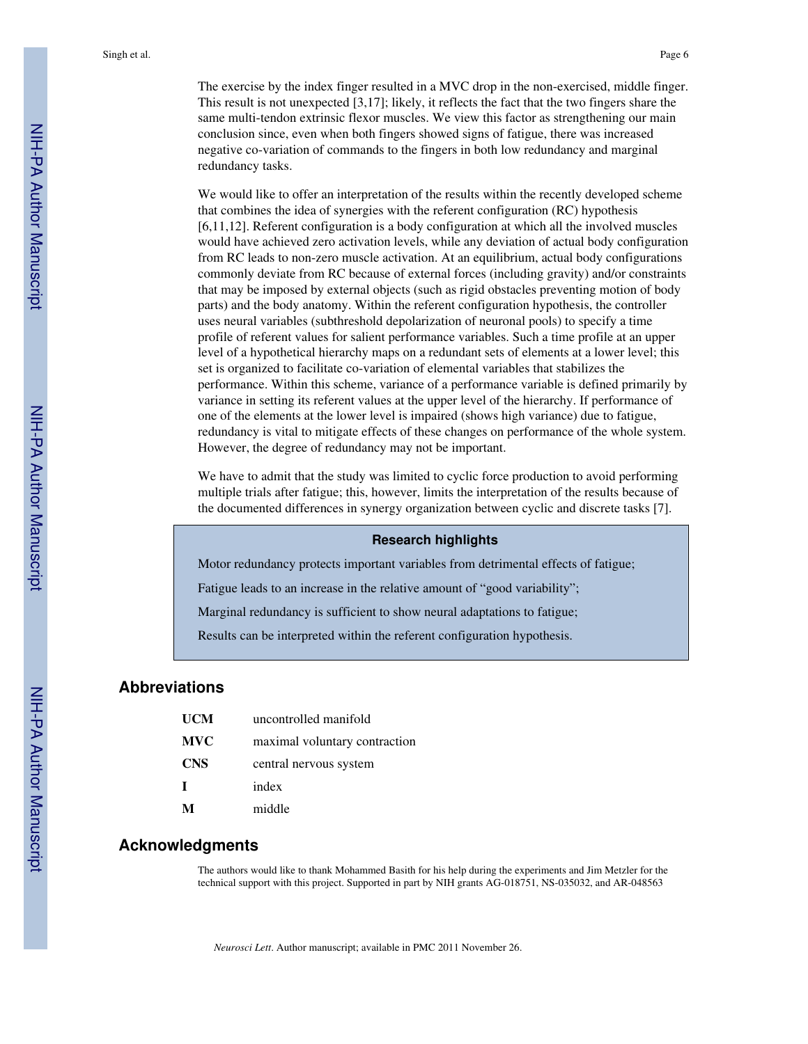The exercise by the index finger resulted in a MVC drop in the non-exercised, middle finger. This result is not unexpected [3,17]; likely, it reflects the fact that the two fingers share the same multi-tendon extrinsic flexor muscles. We view this factor as strengthening our main conclusion since, even when both fingers showed signs of fatigue, there was increased negative co-variation of commands to the fingers in both low redundancy and marginal redundancy tasks.

We would like to offer an interpretation of the results within the recently developed scheme that combines the idea of synergies with the referent configuration (RC) hypothesis [6,11,12]. Referent configuration is a body configuration at which all the involved muscles would have achieved zero activation levels, while any deviation of actual body configuration from RC leads to non-zero muscle activation. At an equilibrium, actual body configurations commonly deviate from RC because of external forces (including gravity) and/or constraints that may be imposed by external objects (such as rigid obstacles preventing motion of body parts) and the body anatomy. Within the referent configuration hypothesis, the controller uses neural variables (subthreshold depolarization of neuronal pools) to specify a time profile of referent values for salient performance variables. Such a time profile at an upper level of a hypothetical hierarchy maps on a redundant sets of elements at a lower level; this set is organized to facilitate co-variation of elemental variables that stabilizes the performance. Within this scheme, variance of a performance variable is defined primarily by variance in setting its referent values at the upper level of the hierarchy. If performance of one of the elements at the lower level is impaired (shows high variance) due to fatigue, redundancy is vital to mitigate effects of these changes on performance of the whole system. However, the degree of redundancy may not be important.

We have to admit that the study was limited to cyclic force production to avoid performing multiple trials after fatigue; this, however, limits the interpretation of the results because of the documented differences in synergy organization between cyclic and discrete tasks [7].

**Research highlights**

Motor redundancy protects important variables from detrimental effects of fatigue;

Fatigue leads to an increase in the relative amount of "good variability";

Marginal redundancy is sufficient to show neural adaptations to fatigue;

Results can be interpreted within the referent configuration hypothesis.

## Abbreviations

| | |
|---|---|
| **UCM** | uncontrolled manifold |
| **MVC** | maximal voluntary contraction |
| **CNS** | central nervous system |
| **I** | index |
| **M** | middle |

## Acknowledgments

The authors would like to thank Mohammed Basith for his help during the experiments and Jim Metzler for the technical support with this project. Supported in part by NIH grants AG-018751, NS-035032, and AR-048563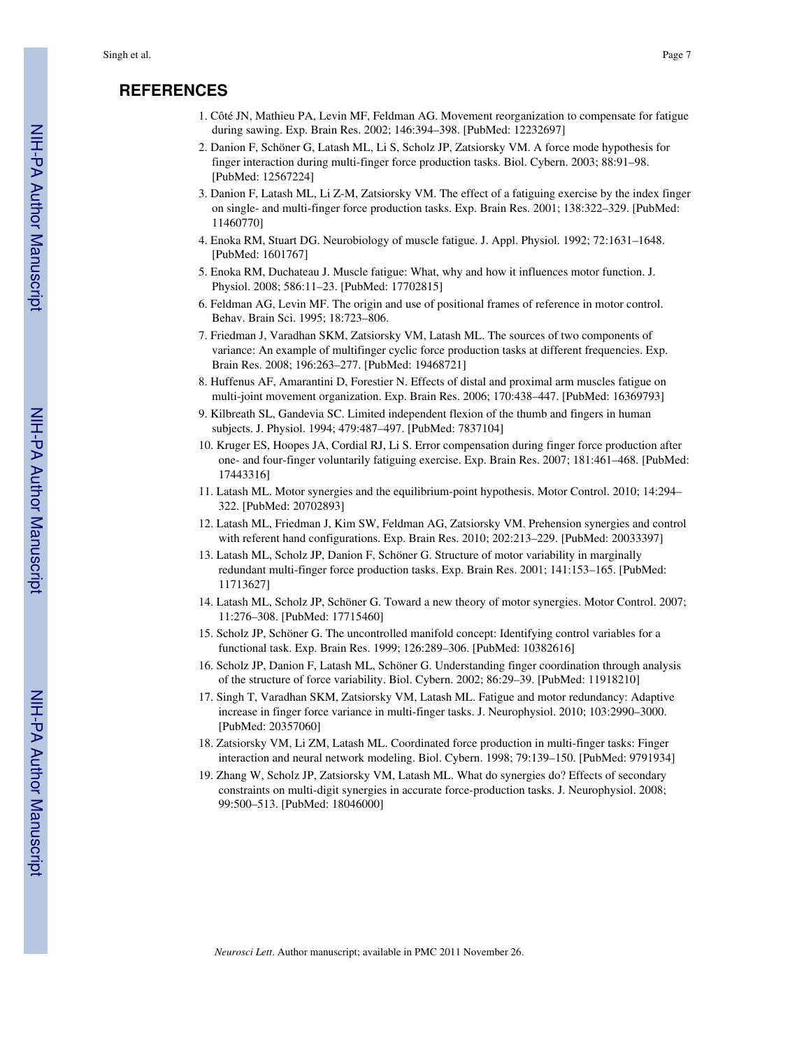## REFERENCES

1. Côté JN, Mathieu PA, Levin MF, Feldman AG. Movement reorganization to compensate for fatigue during sawing. Exp. Brain Res. 2002; 146:394–398. [PubMed: 12232697]
2. Danion F, Schöner G, Latash ML, Li S, Scholz JP, Zatsiorsky VM. A force mode hypothesis for finger interaction during multi-finger force production tasks. Biol. Cybern. 2003; 88:91–98. [PubMed: 12567224]
3. Danion F, Latash ML, Li Z-M, Zatsiorsky VM. The effect of a fatiguing exercise by the index finger on single- and multi-finger force production tasks. Exp. Brain Res. 2001; 138:322–329. [PubMed: 11460770]
4. Enoka RM, Stuart DG. Neurobiology of muscle fatigue. J. Appl. Physiol. 1992; 72:1631–1648. [PubMed: 1601767]
5. Enoka RM, Duchateau J. Muscle fatigue: What, why and how it influences motor function. J. Physiol. 2008; 586:11–23. [PubMed: 17702815]
6. Feldman AG, Levin MF. The origin and use of positional frames of reference in motor control. Behav. Brain Sci. 1995; 18:723–806.
7. Friedman J, Varadhan SKM, Zatsiorsky VM, Latash ML. The sources of two components of variance: An example of multifinger cyclic force production tasks at different frequencies. Exp. Brain Res. 2008; 196:263–277. [PubMed: 19468721]
8. Huffenus AF, Amarantini D, Forestier N. Effects of distal and proximal arm muscles fatigue on multi-joint movement organization. Exp. Brain Res. 2006; 170:438–447. [PubMed: 16369793]
9. Kilbreath SL, Gandevia SC. Limited independent flexion of the thumb and fingers in human subjects. J. Physiol. 1994; 479:487–497. [PubMed: 7837104]
10. Kruger ES, Hoopes JA, Cordial RJ, Li S. Error compensation during finger force production after one- and four-finger voluntarily fatiguing exercise. Exp. Brain Res. 2007; 181:461–468. [PubMed: 17443316]
11. Latash ML. Motor synergies and the equilibrium-point hypothesis. Motor Control. 2010; 14:294–322. [PubMed: 20702893]
12. Latash ML, Friedman J, Kim SW, Feldman AG, Zatsiorsky VM. Prehension synergies and control with referent hand configurations. Exp. Brain Res. 2010; 202:213–229. [PubMed: 20033397]
13. Latash ML, Scholz JP, Danion F, Schöner G. Structure of motor variability in marginally redundant multi-finger force production tasks. Exp. Brain Res. 2001; 141:153–165. [PubMed: 11713627]
14. Latash ML, Scholz JP, Schöner G. Toward a new theory of motor synergies. Motor Control. 2007; 11:276–308. [PubMed: 17715460]
15. Scholz JP, Schöner G. The uncontrolled manifold concept: Identifying control variables for a functional task. Exp. Brain Res. 1999; 126:289–306. [PubMed: 10382616]
16. Scholz JP, Danion F, Latash ML, Schöner G. Understanding finger coordination through analysis of the structure of force variability. Biol. Cybern. 2002; 86:29–39. [PubMed: 11918210]
17. Singh T, Varadhan SKM, Zatsiorsky VM, Latash ML. Fatigue and motor redundancy: Adaptive increase in finger force variance in multi-finger tasks. J. Neurophysiol. 2010; 103:2990–3000. [PubMed: 20357060]
18. Zatsiorsky VM, Li ZM, Latash ML. Coordinated force production in multi-finger tasks: Finger interaction and neural network modeling. Biol. Cybern. 1998; 79:139–150. [PubMed: 9791934]
19. Zhang W, Scholz JP, Zatsiorsky VM, Latash ML. What do synergies do? Effects of secondary constraints on multi-digit synergies in accurate force-production tasks. J. Neurophysiol. 2008; 99:500–513. [PubMed: 18046000]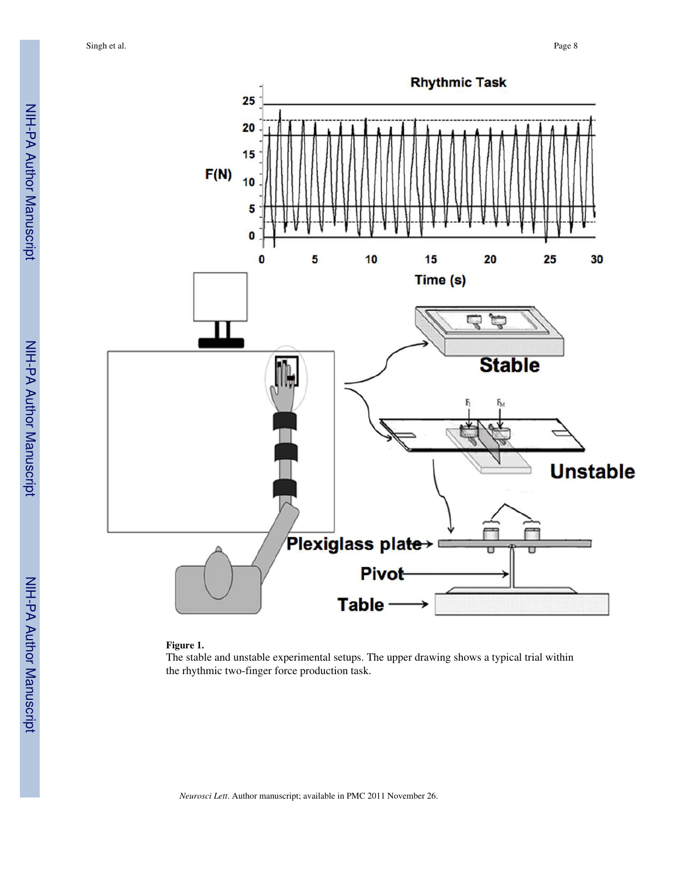**Figure 1.**

The stable and unstable experimental setups. The upper drawing shows a typical trial within the rhythmic two-finger force production task.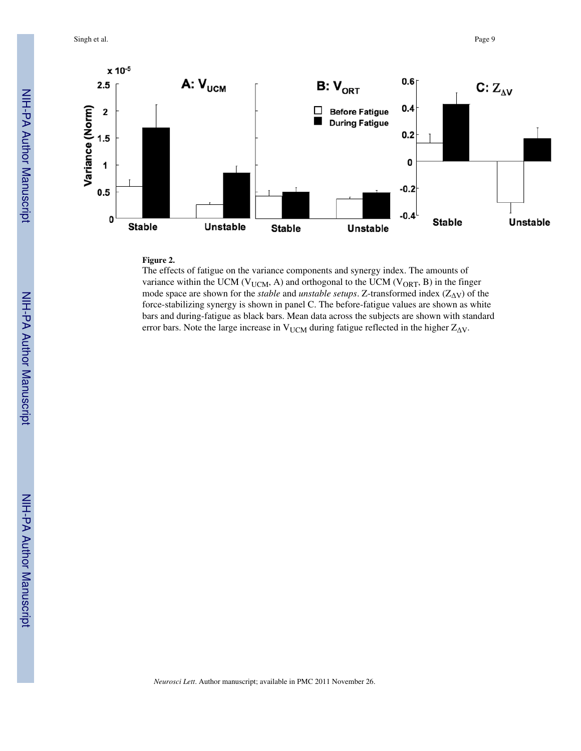x 10$^{-5}$

A: $V_{UCM}$

B: $V_{ORT}$

C: $Z_{\Delta V}$

Variance (Norm)

2.5

2

1.5

1

0.5

0

0.6

0.4

0.2

0

-0.2

-0.4

Before Fatigue

During Fatigue

Stable

Unstable

Stable

Unstable

Stable

Unstable

**Figure 2.**

The effects of fatigue on the variance components and synergy index. The amounts of variance within the UCM ($V_{UCM}$, A) and orthogonal to the UCM ($V_{ORT}$, B) in the finger mode space are shown for the *stable* and *unstable setups*. Z-transformed index ($Z_{\Delta V}$) of the force-stabilizing synergy is shown in panel C. The before-fatigue values are shown as white bars and during-fatigue as black bars. Mean data across the subjects are shown with standard error bars. Note the large increase in $V_{UCM}$ during fatigue reflected in the higher $Z_{\Delta V}$.